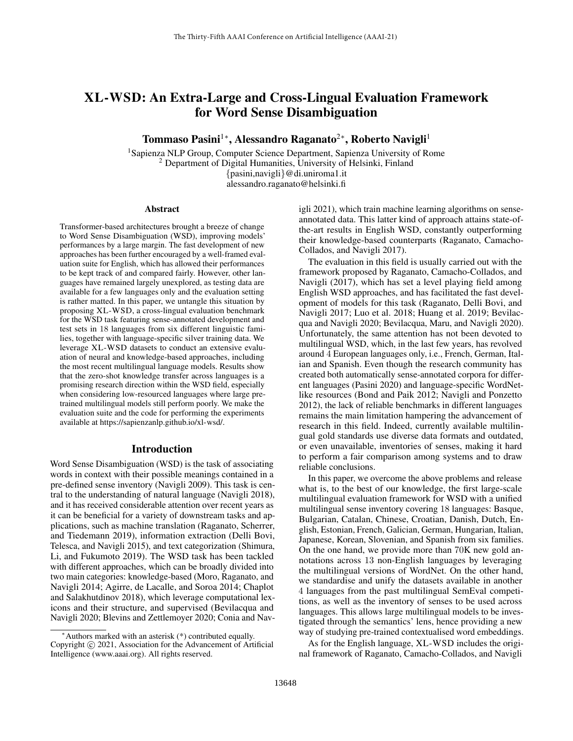# XL-WSD: An Extra-Large and Cross-Lingual Evaluation Framework for Word Sense Disambiguation

**Tommaso Pasini[1]\*, Alessandro Raganato[2]\*, Roberto Navigli[1]**

[1]Sapienza NLP Group, Computer Science Department, Sapienza University of Rome
[2] Department of Digital Humanities, University of Helsinki, Finland
{pasini,navigli}@di.uniroma1.it
alessandro.raganato@helsinki.fi

## Abstract

Transformer-based architectures brought a breeze of change to Word Sense Disambiguation (WSD), improving models' performances by a large margin. The fast development of new approaches has been further encouraged by a well-framed evaluation suite for English, which has allowed their performances to be kept track of and compared fairly. However, other languages have remained largely unexplored, as testing data are available for a few languages only and the evaluation setting is rather matted. In this paper, we untangle this situation by proposing XL-WSD, a cross-lingual evaluation benchmark for the WSD task featuring sense-annotated development and test sets in 18 languages from six different linguistic families, together with language-specific silver training data. We leverage XL-WSD datasets to conduct an extensive evaluation of neural and knowledge-based approaches, including the most recent multilingual language models. Results show that the zero-shot knowledge transfer across languages is a promising research direction within the WSD field, especially when considering low-resourced languages where large pre-trained multilingual models still perform poorly. We make the evaluation suite and the code for performing the experiments available at https://sapienzanlp.github.io/xl-wsd/.

## Introduction

Word Sense Disambiguation (WSD) is the task of associating words in context with their possible meanings contained in a pre-defined sense inventory (Navigli 2009). This task is central to the understanding of natural language (Navigli 2018), and it has received considerable attention over recent years as it can be beneficial for a variety of downstream tasks and applications, such as machine translation (Raganato, Scherrer, and Tiedemann 2019), information extraction (Delli Bovi, Telesca, and Navigli 2015), and text categorization (Shimura, Li, and Fukumoto 2019). The WSD task has been tackled with different approaches, which can be broadly divided into two main categories: knowledge-based (Moro, Raganato, and Navigli 2014; Agirre, de Lacalle, and Soroa 2014; Chaplot and Salakhutdinov 2018), which leverage computational lexicons and their structure, and supervised (Bevilacqua and Navigli 2020; Blevins and Zettlemoyer 2020; Conia and Navigli 2021), which train machine learning algorithms on sense-annotated data. This latter kind of approach attains state-of-the-art results in English WSD, constantly outperforming their knowledge-based counterparts (Raganato, Camacho-Collados, and Navigli 2017).

The evaluation in this field is usually carried out with the framework proposed by Raganato, Camacho-Collados, and Navigli (2017), which has set a level playing field among English WSD approaches, and has facilitated the fast development of models for this task (Raganato, Delli Bovi, and Navigli 2017; Luo et al. 2018; Huang et al. 2019; Bevilacqua and Navigli 2020; Bevilacqua, Maru, and Navigli 2020). Unfortunately, the same attention has not been devoted to multilingual WSD, which, in the last few years, has revolved around 4 European languages only, i.e., French, German, Italian and Spanish. Even though the research community has created both automatically sense-annotated corpora for different languages (Pasini 2020) and language-specific WordNet-like resources (Bond and Paik 2012; Navigli and Ponzetto 2012), the lack of reliable benchmarks in different languages remains the main limitation hampering the advancement of research in this field. Indeed, currently available multilingual gold standards use diverse data formats and outdated, or even unavailable, inventories of senses, making it hard to perform a fair comparison among systems and to draw reliable conclusions.

In this paper, we overcome the above problems and release what is, to the best of our knowledge, the first large-scale multilingual evaluation framework for WSD with a unified multilingual sense inventory covering 18 languages: Basque, Bulgarian, Catalan, Chinese, Croatian, Danish, Dutch, English, Estonian, French, Galician, German, Hungarian, Italian, Japanese, Korean, Slovenian, and Spanish from six families. On the one hand, we provide more than 70K new gold annotations across 13 non-English languages by leveraging the multilingual versions of WordNet. On the other hand, we standardise and unify the datasets available in another 4 languages from the past multilingual SemEval competitions, as well as the inventory of senses to be used across languages. This allows large multilingual models to be investigated through the semantics' lens, hence providing a new way of studying pre-trained contextualised word embeddings.

As for the English language, XL-WSD includes the original framework of Raganato, Camacho-Collados, and Navigli

\*Authors marked with an asterisk (*) contributed equally.
Copyright © 2021, Association for the Advancement of Artificial Intelligence (www.aaai.org). All rights reserved.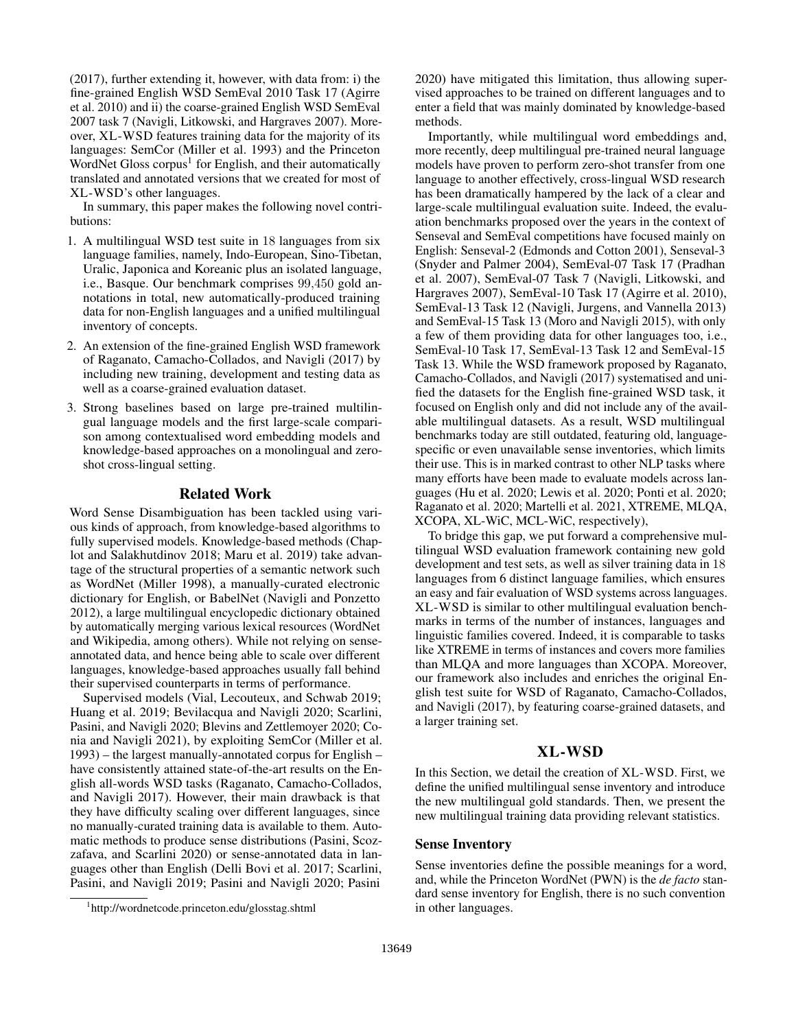(2017), further extending it, however, with data from: i) the fine-grained English WSD SemEval 2010 Task 17 (Agirre et al. 2010) and ii) the coarse-grained English WSD SemEval 2007 task 7 (Navigli, Litkowski, and Hargraves 2007). Moreover, XL-WSD features training data for the majority of its languages: SemCor (Miller et al. 1993) and the Princeton WordNet Gloss corpus[1] for English, and their automatically translated and annotated versions that we created for most of XL-WSD's other languages.

In summary, this paper makes the following novel contributions:

1. A multilingual WSD test suite in 18 languages from six language families, namely, Indo-European, Sino-Tibetan, Uralic, Japonica and Koreanic plus an isolated language, i.e., Basque. Our benchmark comprises 99,450 gold annotations in total, new automatically-produced training data for non-English languages and a unified multilingual inventory of concepts.
2. An extension of the fine-grained English WSD framework of Raganato, Camacho-Collados, and Navigli (2017) by including new training, development and testing data as well as a coarse-grained evaluation dataset.
3. Strong baselines based on large pre-trained multilingual language models and the first large-scale comparison among contextualised word embedding models and knowledge-based approaches on a monolingual and zero-shot cross-lingual setting.

## Related Work

Word Sense Disambiguation has been tackled using various kinds of approach, from knowledge-based algorithms to fully supervised models. Knowledge-based methods (Chaplot and Salakhutdinov 2018; Maru et al. 2019) take advantage of the structural properties of a semantic network such as WordNet (Miller 1998), a manually-curated electronic dictionary for English, or BabelNet (Navigli and Ponzetto 2012), a large multilingual encyclopedic dictionary obtained by automatically merging various lexical resources (WordNet and Wikipedia, among others). While not relying on sense-annotated data, and hence being able to scale over different languages, knowledge-based approaches usually fall behind their supervised counterparts in terms of performance.

Supervised models (Vial, Lecouteux, and Schwab 2019; Huang et al. 2019; Bevilacqua and Navigli 2020; Scarlini, Pasini, and Navigli 2020; Blevins and Zettlemoyer 2020; Conia and Navigli 2021), by exploiting SemCor (Miller et al. 1993) – the largest manually-annotated corpus for English – have consistently attained state-of-the-art results on the English all-words WSD tasks (Raganato, Camacho-Collados, and Navigli 2017). However, their main drawback is that they have difficulty scaling over different languages, since no manually-curated training data is available to them. Automatic methods to produce sense distributions (Pasini, Scozzafava, and Scarlini 2020) or sense-annotated data in languages other than English (Delli Bovi et al. 2017; Scarlini, Pasini, and Navigli 2019; Pasini and Navigli 2020; Pasini 2020) have mitigated this limitation, thus allowing supervised approaches to be trained on different languages and to enter a field that was mainly dominated by knowledge-based methods.

Importantly, while multilingual word embeddings and, more recently, deep multilingual pre-trained neural language models have proven to perform zero-shot transfer from one language to another effectively, cross-lingual WSD research has been dramatically hampered by the lack of a clear and large-scale multilingual evaluation suite. Indeed, the evaluation benchmarks proposed over the years in the context of Senseval and SemEval competitions have focused mainly on English: Senseval-2 (Edmonds and Cotton 2001), Senseval-3 (Snyder and Palmer 2004), SemEval-07 Task 17 (Pradhan et al. 2007), SemEval-07 Task 7 (Navigli, Litkowski, and Hargraves 2007), SemEval-10 Task 17 (Agirre et al. 2010), SemEval-13 Task 12 (Navigli, Jurgens, and Vannella 2013) and SemEval-15 Task 13 (Moro and Navigli 2015), with only a few of them providing data for other languages too, i.e., SemEval-10 Task 17, SemEval-13 Task 12 and SemEval-15 Task 13. While the WSD framework proposed by Raganato, Camacho-Collados, and Navigli (2017) systematised and unified the datasets for the English fine-grained WSD task, it focused on English only and did not include any of the available multilingual datasets. As a result, WSD multilingual benchmarks today are still outdated, featuring old, language-specific or even unavailable sense inventories, which limits their use. This is in marked contrast to other NLP tasks where many efforts have been made to evaluate models across languages (Hu et al. 2020; Lewis et al. 2020; Ponti et al. 2020; Raganato et al. 2020; Martelli et al. 2021, XTREME, MLQA, XCOPA, XL-WiC, MCL-WiC, respectively),

To bridge this gap, we put forward a comprehensive multilingual WSD evaluation framework containing new gold development and test sets, as well as silver training data in 18 languages from 6 distinct language families, which ensures an easy and fair evaluation of WSD systems across languages. XL-WSD is similar to other multilingual evaluation benchmarks in terms of the number of instances, languages and linguistic families covered. Indeed, it is comparable to tasks like XTREME in terms of instances and covers more families than MLQA and more languages than XCOPA. Moreover, our framework also includes and enriches the original English test suite for WSD of Raganato, Camacho-Collados, and Navigli (2017), by featuring coarse-grained datasets, and a larger training set.

## XL-WSD

In this Section, we detail the creation of XL-WSD. First, we define the unified multilingual sense inventory and introduce the new multilingual gold standards. Then, we present the new multilingual training data providing relevant statistics.

### Sense Inventory

Sense inventories define the possible meanings for a word, and, while the Princeton WordNet (PWN) is the *de facto* standard sense inventory for English, there is no such convention in other languages.

[1] http://wordnetcode.princeton.edu/glosstag.shtml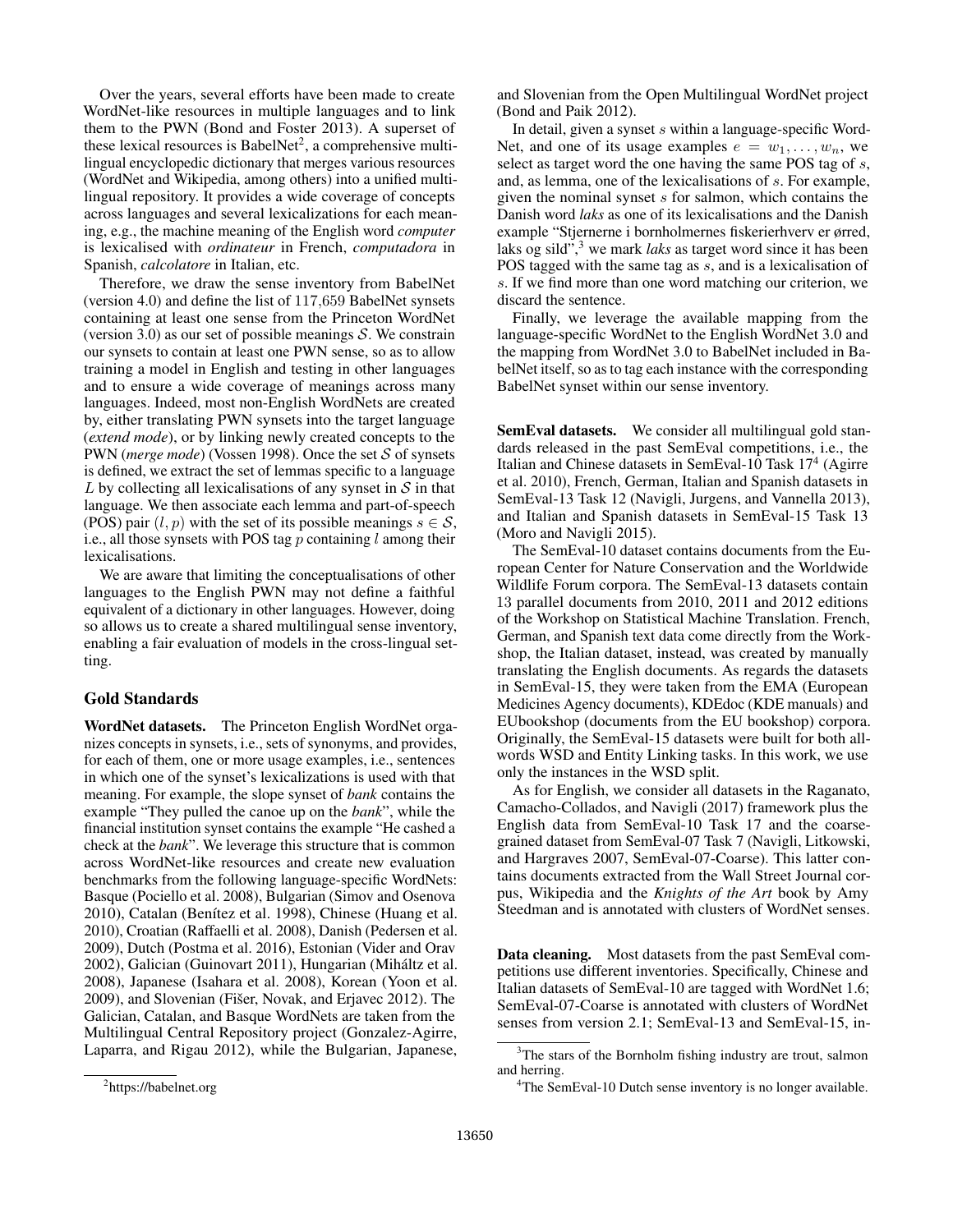Over the years, several efforts have been made to create WordNet-like resources in multiple languages and to link them to the PWN (Bond and Foster 2013). A superset of these lexical resources is BabelNet[2], a comprehensive multilingual encyclopedic dictionary that merges various resources (WordNet and Wikipedia, among others) into a unified multilingual repository. It provides a wide coverage of concepts across languages and several lexicalizations for each meaning, e.g., the machine meaning of the English word *computer* is lexicalised with *ordinateur* in French, *computadora* in Spanish, *calcolatore* in Italian, etc.

Therefore, we draw the sense inventory from BabelNet (version 4.0) and define the list of 117,659 BabelNet synsets containing at least one sense from the Princeton WordNet (version 3.0) as our set of possible meanings $\mathcal{S}$. We constrain our synsets to contain at least one PWN sense, so as to allow training a model in English and testing in other languages and to ensure a wide coverage of meanings across many languages. Indeed, most non-English WordNets are created by, either translating PWN synsets into the target language (*extend mode*), or by linking newly created concepts to the PWN (*merge mode*) (Vossen 1998). Once the set $\mathcal{S}$ of synsets is defined, we extract the set of lemmas specific to a language $L$ by collecting all lexicalisations of any synset in $\mathcal{S}$ in that language. We then associate each lemma and part-of-speech (POS) pair $(l, p)$ with the set of its possible meanings $s \in \mathcal{S}$, i.e., all those synsets with POS tag $p$ containing $l$ among their lexicalisations.

We are aware that limiting the conceptualisations of other languages to the English PWN may not define a faithful equivalent of a dictionary in other languages. However, doing so allows us to create a shared multilingual sense inventory, enabling a fair evaluation of models in the cross-lingual setting.

## Gold Standards

**WordNet datasets.** The Princeton English WordNet organizes concepts in synsets, i.e., sets of synonyms, and provides, for each of them, one or more usage examples, i.e., sentences in which one of the synset's lexicalizations is used with that meaning. For example, the slope synset of *bank* contains the example "They pulled the canoe up on the *bank*", while the financial institution synset contains the example "He cashed a check at the *bank*". We leverage this structure that is common across WordNet-like resources and create new evaluation benchmarks from the following language-specific WordNets: Basque (Pociello et al. 2008), Bulgarian (Simov and Osenova 2010), Catalan (Benítez et al. 1998), Chinese (Huang et al. 2010), Croatian (Raffaelli et al. 2008), Danish (Pedersen et al. 2009), Dutch (Postma et al. 2016), Estonian (Vider and Orav 2002), Galician (Guinovart 2011), Hungarian (Miháltz et al. 2008), Japanese (Isahara et al. 2008), Korean (Yoon et al. 2009), and Slovenian (Fišer, Novak, and Erjavec 2012). The Galician, Catalan, and Basque WordNets are taken from the Multilingual Central Repository project (Gonzalez-Agirre, Laparra, and Rigau 2012), while the Bulgarian, Japanese, and Slovenian from the Open Multilingual WordNet project (Bond and Paik 2012).

In detail, given a synset $s$ within a language-specific WordNet, and one of its usage examples $e = w_1, \ldots, w_n$, we select as target word the one having the same POS tag of $s$, and, as lemma, one of the lexicalisations of $s$. For example, given the nominal synset $s$ for salmon, which contains the Danish word *laks* as one of its lexicalisations and the Danish example "Stjernerne i bornholmernes fiskerierhverv er ørred, laks og sild",[3] we mark *laks* as target word since it has been POS tagged with the same tag as $s$, and is a lexicalisation of $s$. If we find more than one word matching our criterion, we discard the sentence.

Finally, we leverage the available mapping from the language-specific WordNet to the English WordNet 3.0 and the mapping from WordNet 3.0 to BabelNet included in BabelNet itself, so as to tag each instance with the corresponding BabelNet synset within our sense inventory.

**SemEval datasets.** We consider all multilingual gold standards released in the past SemEval competitions, i.e., the Italian and Chinese datasets in SemEval-10 Task 17[4] (Agirre et al. 2010), French, German, Italian and Spanish datasets in SemEval-13 Task 12 (Navigli, Jurgens, and Vannella 2013), and Italian and Spanish datasets in SemEval-15 Task 13 (Moro and Navigli 2015).

The SemEval-10 dataset contains documents from the European Center for Nature Conservation and the Worldwide Wildlife Forum corpora. The SemEval-13 datasets contain 13 parallel documents from 2010, 2011 and 2012 editions of the Workshop on Statistical Machine Translation. French, German, and Spanish text data come directly from the Workshop, the Italian dataset, instead, was created by manually translating the English documents. As regards the datasets in SemEval-15, they were taken from the EMA (European Medicines Agency documents), KDEdoc (KDE manuals) and EUbookshop (documents from the EU bookshop) corpora. Originally, the SemEval-15 datasets were built for both all-words WSD and Entity Linking tasks. In this work, we use only the instances in the WSD split.

As for English, we consider all datasets in the Raganato, Camacho-Collados, and Navigli (2017) framework plus the English data from SemEval-10 Task 17 and the coarse-grained dataset from SemEval-07 Task 7 (Navigli, Litkowski, and Hargraves 2007, SemEval-07-Coarse). This latter contains documents extracted from the Wall Street Journal corpus, Wikipedia and the *Knights of the Art* book by Amy Steedman and is annotated with clusters of WordNet senses.

**Data cleaning.** Most datasets from the past SemEval competitions use different inventories. Specifically, Chinese and Italian datasets of SemEval-10 are tagged with WordNet 1.6; SemEval-07-Coarse is annotated with clusters of WordNet senses from version 2.1; SemEval-13 and SemEval-15, in-

[2] https://babelnet.org

[3] The stars of the Bornholm fishing industry are trout, salmon and herring.

[4] The SemEval-10 Dutch sense inventory is no longer available.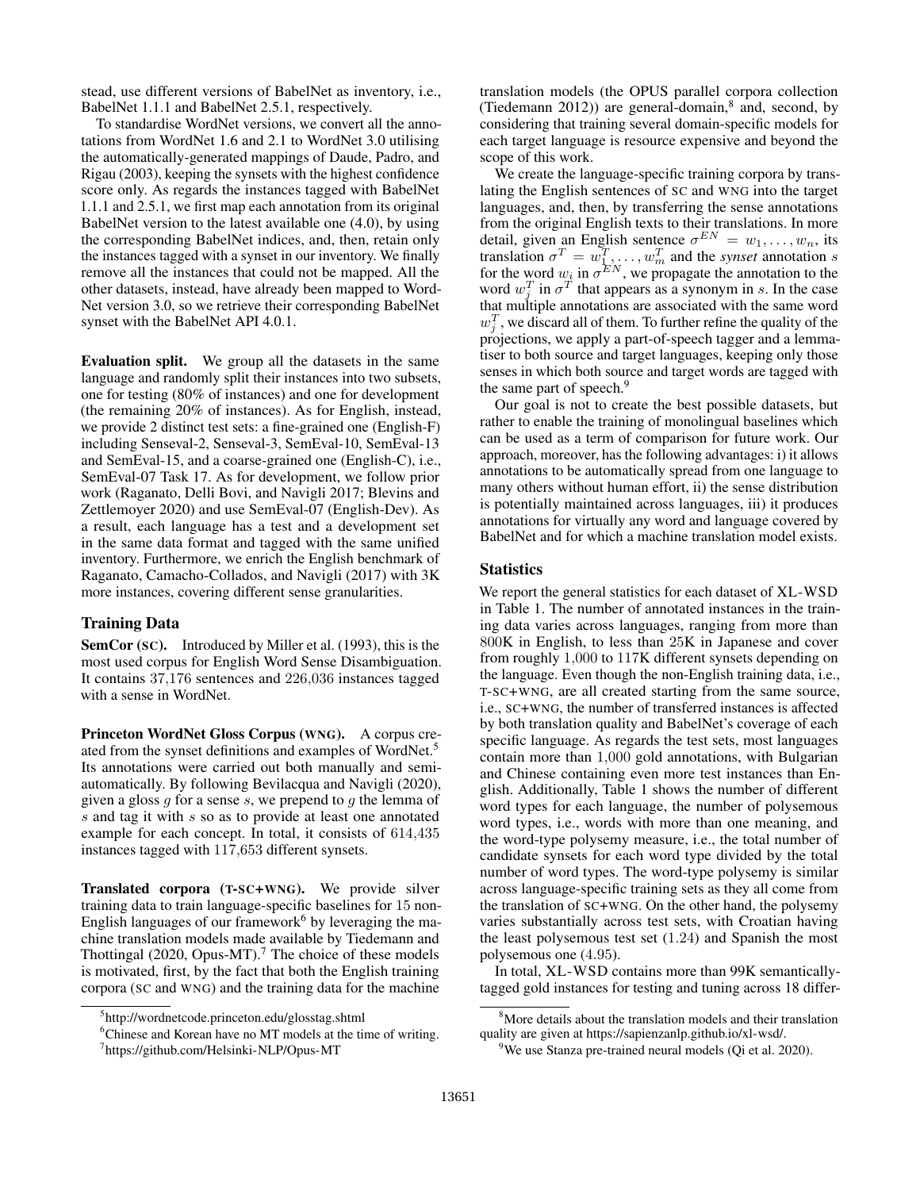stead, use different versions of BabelNet as inventory, i.e., BabelNet 1.1.1 and BabelNet 2.5.1, respectively.

To standardise WordNet versions, we convert all the annotations from WordNet 1.6 and 2.1 to WordNet 3.0 utilising the automatically-generated mappings of Daude, Padro, and Rigau (2003), keeping the synsets with the highest confidence score only. As regards the instances tagged with BabelNet 1.1.1 and 2.5.1, we first map each annotation from its original BabelNet version to the latest available one (4.0), by using the corresponding BabelNet indices, and, then, retain only the instances tagged with a synset in our inventory. We finally remove all the instances that could not be mapped. All the other datasets, instead, have already been mapped to WordNet version 3.0, so we retrieve their corresponding BabelNet synset with the BabelNet API 4.0.1.

**Evaluation split.** We group all the datasets in the same language and randomly split their instances into two subsets, one for testing (80% of instances) and one for development (the remaining 20% of instances). As for English, instead, we provide 2 distinct test sets: a fine-grained one (English-F) including Senseval-2, Senseval-3, SemEval-10, SemEval-13 and SemEval-15, and a coarse-grained one (English-C), i.e., SemEval-07 Task 17. As for development, we follow prior work (Raganato, Delli Bovi, and Navigli 2017; Blevins and Zettlemoyer 2020) and use SemEval-07 (English-Dev). As a result, each language has a test and a development set in the same data format and tagged with the same unified inventory. Furthermore, we enrich the English benchmark of Raganato, Camacho-Collados, and Navigli (2017) with 3K more instances, covering different sense granularities.

## Training Data

**SemCor (SC).** Introduced by Miller et al. (1993), this is the most used corpus for English Word Sense Disambiguation. It contains 37,176 sentences and 226,036 instances tagged with a sense in WordNet.

**Princeton WordNet Gloss Corpus (WNG).** A corpus created from the synset definitions and examples of WordNet.[5] Its annotations were carried out both manually and semi-automatically. By following Bevilacqua and Navigli (2020), given a gloss $g$ for a sense $s$, we prepend to $g$ the lemma of $s$ and tag it with $s$ so as to provide at least one annotated example for each concept. In total, it consists of 614,435 instances tagged with 117,653 different synsets.

**Translated corpora (T-SC+WNG).** We provide silver training data to train language-specific baselines for 15 non-English languages of our framework[6] by leveraging the machine translation models made available by Tiedemann and Thottingal (2020, Opus-MT).[7] The choice of these models is motivated, first, by the fact that both the English training corpora (SC and WNG) and the training data for the machine translation models (the OPUS parallel corpora collection (Tiedemann 2012)) are general-domain,[8] and, second, by considering that training several domain-specific models for each target language is resource expensive and beyond the scope of this work.

We create the language-specific training corpora by translating the English sentences of SC and WNG into the target languages, and, then, by transferring the sense annotations from the original English texts to their translations. In more detail, given an English sentence $\sigma^{EN} = w_1, \ldots, w_n$, its translation $\sigma^T = w_1^T, \ldots, w_m^T$ and the *synset* annotation $s$ for the word $w_i$ in $\sigma^{EN}$, we propagate the annotation to the word $w_j^T$ in $\sigma^T$ that appears as a synonym in $s$. In the case that multiple annotations are associated with the same word $w_j^T$, we discard all of them. To further refine the quality of the projections, we apply a part-of-speech tagger and a lemmatiser to both source and target languages, keeping only those senses in which both source and target words are tagged with the same part of speech.[9]

Our goal is not to create the best possible datasets, but rather to enable the training of monolingual baselines which can be used as a term of comparison for future work. Our approach, moreover, has the following advantages: i) it allows annotations to be automatically spread from one language to many others without human effort, ii) the sense distribution is potentially maintained across languages, iii) it produces annotations for virtually any word and language covered by BabelNet and for which a machine translation model exists.

## Statistics

We report the general statistics for each dataset of XL-WSD in Table 1. The number of annotated instances in the training data varies across languages, ranging from more than 800K in English, to less than 25K in Japanese and cover from roughly 1,000 to 117K different synsets depending on the language. Even though the non-English training data, i.e., T-SC+WNG, are all created starting from the same source, i.e., SC+WNG, the number of transferred instances is affected by both translation quality and BabelNet's coverage of each specific language. As regards the test sets, most languages contain more than 1,000 gold annotations, with Bulgarian and Chinese containing even more test instances than English. Additionally, Table 1 shows the number of different word types for each language, the number of polysemous word types, i.e., words with more than one meaning, and the word-type polysemy measure, i.e., the total number of candidate synsets for each word type divided by the total number of word types. The word-type polysemy is similar across language-specific training sets as they all come from the translation of SC+WNG. On the other hand, the polysemy varies substantially across test sets, with Croatian having the least polysemous test set (1.24) and Spanish the most polysemous one (4.95).

In total, XL-WSD contains more than 99K semantically-tagged gold instances for testing and tuning across 18 differ-

[5] http://wordnetcode.princeton.edu/glosstag.shtml

[6] Chinese and Korean have no MT models at the time of writing.

[7] https://github.com/Helsinki-NLP/Opus-MT

[8] More details about the translation models and their translation quality are given at https://sapienzanlp.github.io/xl-wsd/.

[9] We use Stanza pre-trained neural models (Qi et al. 2020).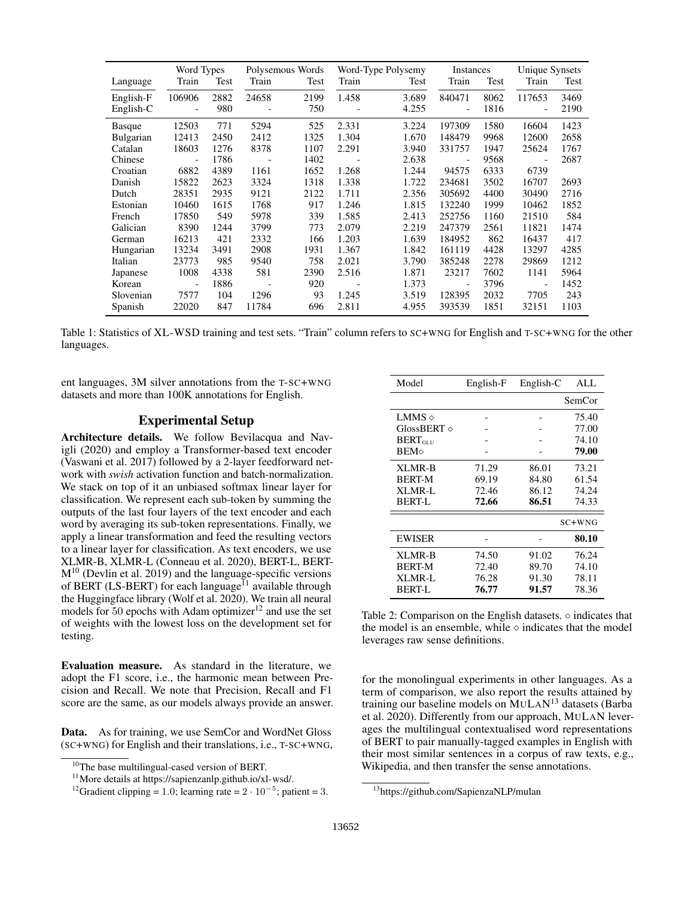| Language | Word Types | | Polysemous Words | | Word-Type Polysemy | | Instances | | Unique Synsets | |
|---|---|---|---|---|---|---|---|---|---|---|
| | Train | Test | Train | Test | Train | Test | Train | Test | Train | Test |
| English-F | 106906 | 2882 | 24658 | 2199 | 1.458 | 3.689 | 840471 | 8062 | 117653 | 3469 |
| English-C | - | 980 | - | 750 | - | 4.255 | - | 1816 | - | 2190 |
| Basque | 12503 | 771 | 5294 | 525 | 2.331 | 3.224 | 197309 | 1580 | 16604 | 1423 |
| Bulgarian | 12413 | 2450 | 2412 | 1325 | 1.304 | 1.670 | 148479 | 9968 | 12600 | 2658 |
| Catalan | 18603 | 1276 | 8378 | 1107 | 2.291 | 3.940 | 331757 | 1947 | 25624 | 1767 |
| Chinese | - | 1786 | - | 1402 | - | 2.638 | - | 9568 | - | 2687 |
| Croatian | 6882 | 4389 | 1161 | 1652 | 1.268 | 1.244 | 94575 | 6333 | 6739 | |
| Danish | 15822 | 2623 | 3324 | 1318 | 1.338 | 1.722 | 234681 | 3502 | 16707 | 2693 |
| Dutch | 28351 | 2935 | 9121 | 2122 | 1.711 | 2.356 | 305692 | 4400 | 30490 | 2716 |
| Estonian | 10460 | 1615 | 1768 | 917 | 1.246 | 1.815 | 132240 | 1999 | 10462 | 1852 |
| French | 17850 | 549 | 5978 | 339 | 1.585 | 2.413 | 252756 | 1160 | 21510 | 584 |
| Galician | 8390 | 1244 | 3799 | 773 | 2.079 | 2.219 | 247379 | 2561 | 11821 | 1474 |
| German | 16213 | 421 | 2332 | 166 | 1.203 | 1.639 | 184952 | 862 | 16437 | 417 |
| Hungarian | 13234 | 3491 | 2908 | 1931 | 1.367 | 1.842 | 161119 | 4428 | 13297 | 4285 |
| Italian | 23773 | 985 | 9540 | 758 | 2.021 | 3.790 | 385248 | 2278 | 29869 | 1212 |
| Japanese | 1008 | 4338 | 581 | 2390 | 2.516 | 1.871 | 23217 | 7602 | 1141 | 5964 |
| Korean | - | 1886 | - | 920 | - | 1.373 | - | 3796 | - | 1452 |
| Slovenian | 7577 | 104 | 1296 | 93 | 1.245 | 3.519 | 128395 | 2032 | 7705 | 243 |
| Spanish | 22020 | 847 | 11784 | 696 | 2.811 | 4.955 | 393539 | 1851 | 32151 | 1103 |

Table 1: Statistics of XL-WSD training and test sets. "Train" column refers to SC+WNG for English and T-SC+WNG for the other languages.

ent languages, 3M silver annotations from the T-SC+WNG datasets and more than 100K annotations for English.

## Experimental Setup

**Architecture details.** We follow Bevilacqua and Navigli (2020) and employ a Transformer-based text encoder (Vaswani et al. 2017) followed by a 2-layer feedforward network with *swish* activation function and batch-normalization. We stack on top of it an unbiased softmax linear layer for classification. We represent each sub-token by summing the outputs of the last four layers of the text encoder and each word by averaging its sub-token representations. Finally, we apply a linear transformation and feed the resulting vectors to a linear layer for classification. As text encoders, we use XLMR-B, XLMR-L (Conneau et al. 2020), BERT-L, BERT-M[10] (Devlin et al. 2019) and the language-specific versions of BERT (LS-BERT) for each language[11] available through the Huggingface library (Wolf et al. 2020). We train all neural models for 50 epochs with Adam optimizer[12] and use the set of weights with the lowest loss on the development set for testing.

**Evaluation measure.** As standard in the literature, we adopt the F1 score, i.e., the harmonic mean between Precision and Recall. We note that Precision, Recall and F1 score are the same, as our models always provide an answer.

**Data.** As for training, we use SemCor and WordNet Gloss (SC+WNG) for English and their translations, i.e., T-SC+WNG, for the monolingual experiments in other languages. As a term of comparison, we also report the results attained by training our baseline models on MULAN[13] datasets (Barba et al. 2020). Differently from our approach, MULAN leverages the multilingual contextualised word representations of BERT to pair manually-tagged examples in English with their most similar sentences in a corpus of raw texts, e.g., Wikipedia, and then transfer the sense annotations.

| Model | English-F | English-C | ALL |
|---|---|---|---|
| | | | SemCor |
| LMMS ◇ | - | - | 75.40 |
| GlossBERT ◇ | - | - | 77.00 |
| $BERT_{GLU}$ | - | - | 74.10 |
| BEM◇ | - | - | **79.00** |
| XLMR-B | 71.29 | 86.01 | 73.21 |
| BERT-M | 69.19 | 84.80 | 61.54 |
| XLMR-L | 72.46 | 86.12 | 74.24 |
| BERT-L | **72.66** | **86.51** | 74.33 |
| | | | SC+WNG |
| EWISER | - | - | **80.10** |
| XLMR-B | 74.50 | 91.02 | 76.24 |
| BERT-M | 72.40 | 89.70 | 74.10 |
| XLMR-L | 76.28 | 91.30 | 78.11 |
| BERT-L | **76.77** | **91.57** | 78.36 |

Table 2: Comparison on the English datasets. ○ indicates that the model is an ensemble, while ◇ indicates that the model leverages raw sense definitions.

[10]The base multilingual-cased version of BERT.

[11]More details at https://sapienzanlp.github.io/xl-wsd/.

[12]Gradient clipping = 1.0; learning rate = $2 \cdot 10^{-5}$; patient = 3.

[13]https://github.com/SapienzaNLP/mulan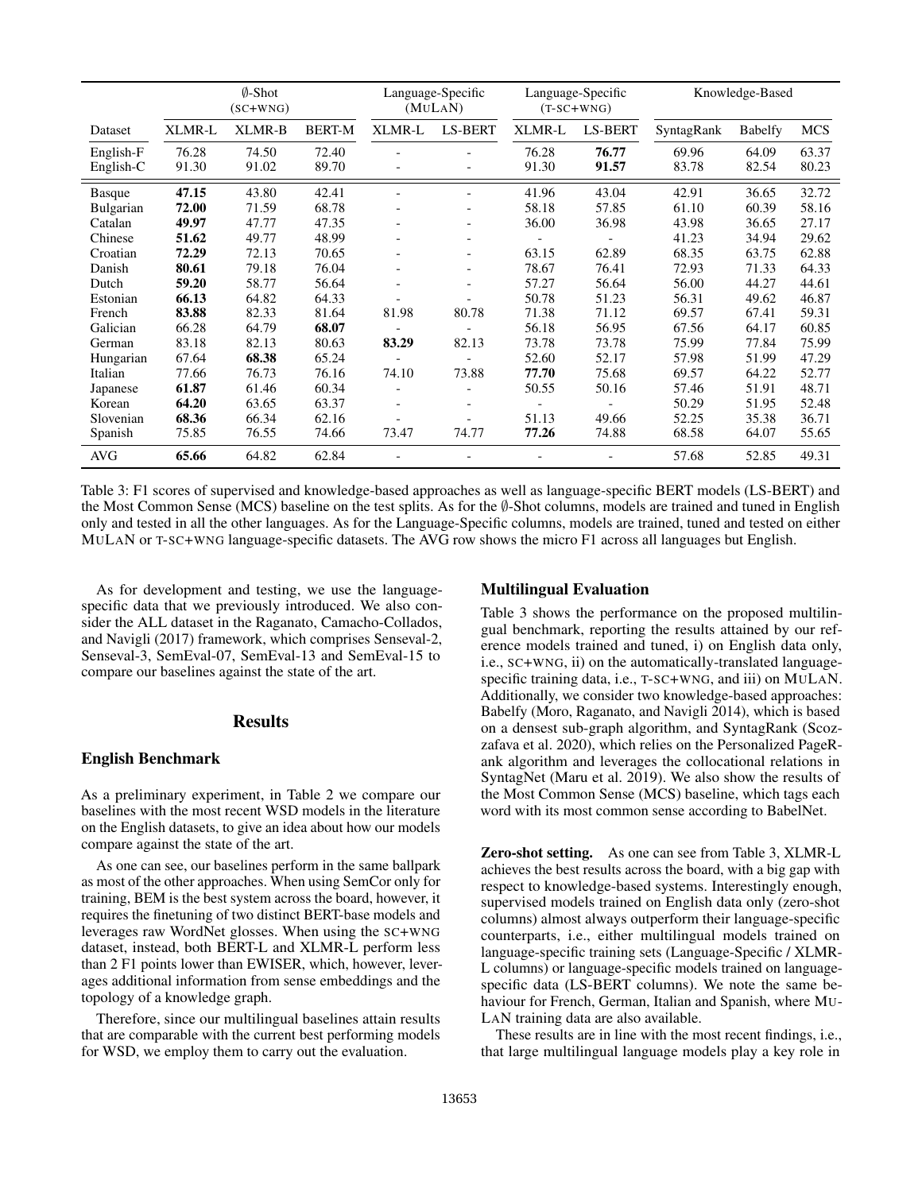| | ∅-Shot (SC+WNG) | | | Language-Specific (MULAN) | | Language-Specific (T-SC+WNG) | | Knowledge-Based | | |
|---|---|---|---|---|---|---|---|---|---|---|
| Dataset | XLMR-L | XLMR-B | BERT-M | XLMR-L | LS-BERT | XLMR-L | LS-BERT | SyntagRank | Babelfy | MCS |
| English-F | 76.28 | 74.50 | 72.40 | - | - | 76.28 | **76.77** | 69.96 | 64.09 | 63.37 |
| English-C | 91.30 | 91.02 | 89.70 | - | - | 91.30 | **91.57** | 83.78 | 82.54 | 80.23 |
| Basque | **47.15** | 43.80 | 42.41 | - | - | 41.96 | 43.04 | 42.91 | 36.65 | 32.72 |
| Bulgarian | **72.00** | 71.59 | 68.78 | - | - | 58.18 | 57.85 | 61.10 | 60.39 | 58.16 |
| Catalan | **49.97** | 47.77 | 47.35 | - | - | 36.00 | 36.98 | 43.98 | 36.65 | 27.17 |
| Chinese | **51.62** | 49.77 | 48.99 | - | - | - | - | 41.23 | 34.94 | 29.62 |
| Croatian | **72.29** | 72.13 | 70.65 | - | - | 63.15 | 62.89 | 68.35 | 63.75 | 62.88 |
| Danish | **80.61** | 79.18 | 76.04 | - | - | 78.67 | 76.41 | 72.93 | 71.33 | 64.33 |
| Dutch | **59.20** | 58.77 | 56.64 | - | - | 57.27 | 56.64 | 56.00 | 44.27 | 44.61 |
| Estonian | **66.13** | 64.82 | 64.33 | - | - | 50.78 | 51.23 | 56.31 | 49.62 | 46.87 |
| French | **83.88** | 82.33 | 81.64 | 81.98 | 80.78 | 71.38 | 71.12 | 69.57 | 67.41 | 59.31 |
| Galician | 66.28 | 64.79 | **68.07** | - | - | 56.18 | 56.95 | 67.56 | 64.17 | 60.85 |
| German | 83.18 | 82.13 | 80.63 | **83.29** | 82.13 | 73.78 | 73.78 | 75.99 | 77.84 | 75.99 |
| Hungarian | 67.64 | **68.38** | 65.24 | - | - | 52.60 | 52.17 | 57.98 | 51.99 | 47.29 |
| Italian | 77.66 | 76.73 | 76.16 | 74.10 | 73.88 | **77.70** | 75.68 | 69.57 | 64.22 | 52.77 |
| Japanese | **61.87** | 61.46 | 60.34 | - | - | 50.55 | 50.16 | 57.46 | 51.91 | 48.71 |
| Korean | **64.20** | 63.65 | 63.37 | - | - | - | - | 50.29 | 51.95 | 52.48 |
| Slovenian | **68.36** | 66.34 | 62.16 | - | - | 51.13 | 49.66 | 52.25 | 35.38 | 36.71 |
| Spanish | 75.85 | 76.55 | 74.66 | 73.47 | 74.77 | **77.26** | 74.88 | 68.58 | 64.07 | 55.65 |
| AVG | **65.66** | 64.82 | 62.84 | - | - | - | - | 57.68 | 52.85 | 49.31 |

Table 3: F1 scores of supervised and knowledge-based approaches as well as language-specific BERT models (LS-BERT) and the Most Common Sense (MCS) baseline on the test splits. As for the ∅-Shot columns, models are trained and tuned in English only and tested in all the other languages. As for the Language-Specific columns, models are trained, tuned and tested on either MULAN or T-SC+WNG language-specific datasets. The AVG row shows the micro F1 across all languages but English.

As for development and testing, we use the language-specific data that we previously introduced. We also consider the ALL dataset in the Raganato, Camacho-Collados, and Navigli (2017) framework, which comprises Senseval-2, Senseval-3, SemEval-07, SemEval-13 and SemEval-15 to compare our baselines against the state of the art.

## Results

### English Benchmark

As a preliminary experiment, in Table 2 we compare our baselines with the most recent WSD models in the literature on the English datasets, to give an idea about how our models compare against the state of the art.

As one can see, our baselines perform in the same ballpark as most of the other approaches. When using SemCor only for training, BEM is the best system across the board, however, it requires the finetuning of two distinct BERT-base models and leverages raw WordNet glosses. When using the SC+WNG dataset, instead, both BERT-L and XLMR-L perform less than 2 F1 points lower than EWISER, which, however, leverages additional information from sense embeddings and the topology of a knowledge graph.

Therefore, since our multilingual baselines attain results that are comparable with the current best performing models for WSD, we employ them to carry out the evaluation.

### Multilingual Evaluation

Table 3 shows the performance on the proposed multilingual benchmark, reporting the results attained by our reference models trained and tuned, i) on English data only, i.e., SC+WNG, ii) on the automatically-translated language-specific training data, i.e., T-SC+WNG, and iii) on MULAN. Additionally, we consider two knowledge-based approaches: Babelfy (Moro, Raganato, and Navigli 2014), which is based on a densest sub-graph algorithm, and SyntagRank (Scozzafava et al. 2020), which relies on the Personalized PageRank algorithm and leverages the collocational relations in SyntagNet (Maru et al. 2019). We also show the results of the Most Common Sense (MCS) baseline, which tags each word with its most common sense according to BabelNet.

**Zero-shot setting.** As one can see from Table 3, XLMR-L achieves the best results across the board, with a big gap with respect to knowledge-based systems. Interestingly enough, supervised models trained on English data only (zero-shot columns) almost always outperform their language-specific counterparts, i.e., either multilingual models trained on language-specific training sets (Language-Specific / XLMR-L columns) or language-specific models trained on language-specific data (LS-BERT columns). We note the same behaviour for French, German, Italian and Spanish, where MULAN training data are also available.

These results are in line with the most recent findings, i.e., that large multilingual language models play a key role in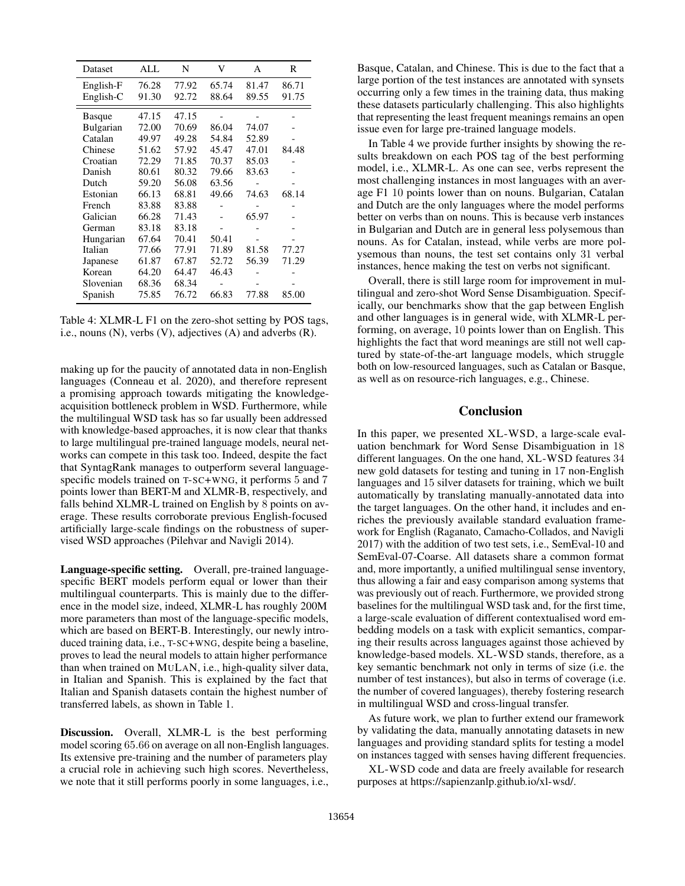| Dataset | ALL | N | V | A | R |
|---|---|---|---|---|---|
| English-F | 76.28 | 77.92 | 65.74 | 81.47 | 86.71 |
| English-C | 91.30 | 92.72 | 88.64 | 89.55 | 91.75 |
| Basque | 47.15 | 47.15 | - | - | - |
| Bulgarian | 72.00 | 70.69 | 86.04 | 74.07 | - |
| Catalan | 49.97 | 49.28 | 54.84 | 52.89 | - |
| Chinese | 51.62 | 57.92 | 45.47 | 47.01 | 84.48 |
| Croatian | 72.29 | 71.85 | 70.37 | 85.03 | - |
| Danish | 80.61 | 80.32 | 79.66 | 83.63 | - |
| Dutch | 59.20 | 56.08 | 63.56 | - | - |
| Estonian | 66.13 | 68.81 | 49.66 | 74.63 | 68.14 |
| French | 83.88 | 83.88 | - | - | - |
| Galician | 66.28 | 71.43 | - | 65.97 | - |
| German | 83.18 | 83.18 | - | - | - |
| Hungarian | 67.64 | 70.41 | 50.41 | - | - |
| Italian | 77.66 | 77.91 | 71.89 | 81.58 | 77.27 |
| Japanese | 61.87 | 67.87 | 52.72 | 56.39 | 71.29 |
| Korean | 64.20 | 64.47 | 46.43 | - | - |
| Slovenian | 68.36 | 68.34 | - | - | - |
| Spanish | 75.85 | 76.72 | 66.83 | 77.88 | 85.00 |

Table 4: XLMR-L F1 on the zero-shot setting by POS tags, i.e., nouns (N), verbs (V), adjectives (A) and adverbs (R).

making up for the paucity of annotated data in non-English languages (Conneau et al. 2020), and therefore represent a promising approach towards mitigating the knowledge-acquisition bottleneck problem in WSD. Furthermore, while the multilingual WSD task has so far usually been addressed with knowledge-based approaches, it is now clear that thanks to large multilingual pre-trained language models, neural networks can compete in this task too. Indeed, despite the fact that SyntagRank manages to outperform several language-specific models trained on T-SC+WNG, it performs 5 and 7 points lower than BERT-M and XLMR-B, respectively, and falls behind XLMR-L trained on English by 8 points on average. These results corroborate previous English-focused artificially large-scale findings on the robustness of supervised WSD approaches (Pilehvar and Navigli 2014).

**Language-specific setting.** Overall, pre-trained language-specific BERT models perform equal or lower than their multilingual counterparts. This is mainly due to the difference in the model size, indeed, XLMR-L has roughly 200M more parameters than most of the language-specific models, which are based on BERT-B. Interestingly, our newly introduced training data, i.e., T-SC+WNG, despite being a baseline, proves to lead the neural models to attain higher performance than when trained on MuLaN, i.e., high-quality silver data, in Italian and Spanish. This is explained by the fact that Italian and Spanish datasets contain the highest number of transferred labels, as shown in Table 1.

**Discussion.** Overall, XLMR-L is the best performing model scoring 65.66 on average on all non-English languages. Its extensive pre-training and the number of parameters play a crucial role in achieving such high scores. Nevertheless, we note that it still performs poorly in some languages, i.e., Basque, Catalan, and Chinese. This is due to the fact that a large portion of the test instances are annotated with synsets occurring only a few times in the training data, thus making these datasets particularly challenging. This also highlights that representing the least frequent meanings remains an open issue even for large pre-trained language models.

In Table 4 we provide further insights by showing the results breakdown on each POS tag of the best performing model, i.e., XLMR-L. As one can see, verbs represent the most challenging instances in most languages with an average F1 10 points lower than on nouns. Bulgarian, Catalan and Dutch are the only languages where the model performs better on verbs than on nouns. This is because verb instances in Bulgarian and Dutch are in general less polysemous than nouns. As for Catalan, instead, while verbs are more polysemous than nouns, the test set contains only 31 verbal instances, hence making the test on verbs not significant.

Overall, there is still large room for improvement in multilingual and zero-shot Word Sense Disambiguation. Specifically, our benchmarks show that the gap between English and other languages is in general wide, with XLMR-L performing, on average, 10 points lower than on English. This highlights the fact that word meanings are still not well captured by state-of-the-art language models, which struggle both on low-resourced languages, such as Catalan or Basque, as well as on resource-rich languages, e.g., Chinese.

## Conclusion

In this paper, we presented XL-WSD, a large-scale evaluation benchmark for Word Sense Disambiguation in 18 different languages. On the one hand, XL-WSD features 34 new gold datasets for testing and tuning in 17 non-English languages and 15 silver datasets for training, which we built automatically by translating manually-annotated data into the target languages. On the other hand, it includes and enriches the previously available standard evaluation framework for English (Raganato, Camacho-Collados, and Navigli 2017) with the addition of two test sets, i.e., SemEval-10 and SemEval-07-Coarse. All datasets share a common format and, more importantly, a unified multilingual sense inventory, thus allowing a fair and easy comparison among systems that was previously out of reach. Furthermore, we provided strong baselines for the multilingual WSD task and, for the first time, a large-scale evaluation of different contextualised word embedding models on a task with explicit semantics, comparing their results across languages against those achieved by knowledge-based models. XL-WSD stands, therefore, as a key semantic benchmark not only in terms of size (i.e. the number of test instances), but also in terms of coverage (i.e. the number of covered languages), thereby fostering research in multilingual WSD and cross-lingual transfer.

As future work, we plan to further extend our framework by validating the data, manually annotating datasets in new languages and providing standard splits for testing a model on instances tagged with senses having different frequencies.

XL-WSD code and data are freely available for research purposes at https://sapienzanlp.github.io/xl-wsd/.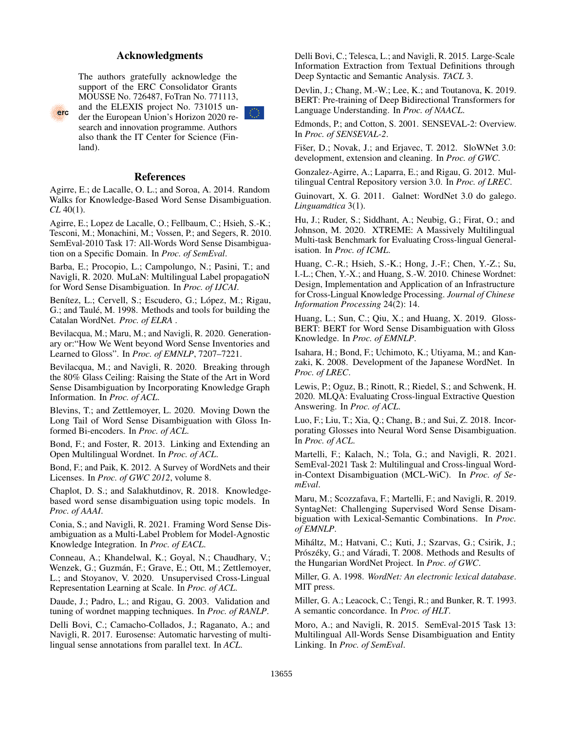## Acknowledgments

The authors gratefully acknowledge the support of the ERC Consolidator Grants MOUSSE No. 726487, FoTran No. 771113, and the ELEXIS project No. 731015 under the European Union's Horizon 2020 research and innovation programme. Authors also thank the IT Center for Science (Finland).

## References

Agirre, E.; de Lacalle, O. L.; and Soroa, A. 2014. Random Walks for Knowledge-Based Word Sense Disambiguation. *CL* 40(1).

Agirre, E.; Lopez de Lacalle, O.; Fellbaum, C.; Hsieh, S.-K.; Tesconi, M.; Monachini, M.; Vossen, P.; and Segers, R. 2010. SemEval-2010 Task 17: All-Words Word Sense Disambiguation on a Specific Domain. In *Proc. of SemEval*.

Barba, E.; Procopio, L.; Campolungo, N.; Pasini, T.; and Navigli, R. 2020. MuLaN: Multilingual Label propagatioN for Word Sense Disambiguation. In *Proc. of IJCAI*.

Benítez, L.; Cervell, S.; Escudero, G.; López, M.; Rigau, G.; and Taulé, M. 1998. Methods and tools for building the Catalan WordNet. *Proc. of ELRA* .

Bevilacqua, M.; Maru, M.; and Navigli, R. 2020. Generationary or:"How We Went beyond Word Sense Inventories and Learned to Gloss". In *Proc. of EMNLP*, 7207–7221.

Bevilacqua, M.; and Navigli, R. 2020. Breaking through the 80% Glass Ceiling: Raising the State of the Art in Word Sense Disambiguation by Incorporating Knowledge Graph Information. In *Proc. of ACL*.

Blevins, T.; and Zettlemoyer, L. 2020. Moving Down the Long Tail of Word Sense Disambiguation with Gloss Informed Bi-encoders. In *Proc. of ACL*.

Bond, F.; and Foster, R. 2013. Linking and Extending an Open Multilingual Wordnet. In *Proc. of ACL*.

Bond, F.; and Paik, K. 2012. A Survey of WordNets and their Licenses. In *Proc. of GWC 2012*, volume 8.

Chaplot, D. S.; and Salakhutdinov, R. 2018. Knowledge-based word sense disambiguation using topic models. In *Proc. of AAAI*.

Conia, S.; and Navigli, R. 2021. Framing Word Sense Disambiguation as a Multi-Label Problem for Model-Agnostic Knowledge Integration. In *Proc. of EACL*.

Conneau, A.; Khandelwal, K.; Goyal, N.; Chaudhary, V.; Wenzek, G.; Guzmán, F.; Grave, E.; Ott, M.; Zettlemoyer, L.; and Stoyanov, V. 2020. Unsupervised Cross-Lingual Representation Learning at Scale. In *Proc. of ACL*.

Daude, J.; Padro, L.; and Rigau, G. 2003. Validation and tuning of wordnet mapping techniques. In *Proc. of RANLP*.

Delli Bovi, C.; Camacho-Collados, J.; Raganato, A.; and Navigli, R. 2017. Eurosense: Automatic harvesting of multilingual sense annotations from parallel text. In *ACL*.

Delli Bovi, C.; Telesca, L.; and Navigli, R. 2015. Large-Scale Information Extraction from Textual Definitions through Deep Syntactic and Semantic Analysis. *TACL* 3.

Devlin, J.; Chang, M.-W.; Lee, K.; and Toutanova, K. 2019. BERT: Pre-training of Deep Bidirectional Transformers for Language Understanding. In *Proc. of NAACL*.

Edmonds, P.; and Cotton, S. 2001. SENSEVAL-2: Overview. In *Proc. of SENSEVAL-2*.

Fišer, D.; Novak, J.; and Erjavec, T. 2012. SloWNet 3.0: development, extension and cleaning. In *Proc. of GWC*.

Gonzalez-Agirre, A.; Laparra, E.; and Rigau, G. 2012. Multilingual Central Repository version 3.0. In *Proc. of LREC*.

Guinovart, X. G. 2011. Galnet: WordNet 3.0 do galego. *Linguamática* 3(1).

Hu, J.; Ruder, S.; Siddhant, A.; Neubig, G.; Firat, O.; and Johnson, M. 2020. XTREME: A Massively Multilingual Multi-task Benchmark for Evaluating Cross-lingual Generalisation. In *Proc. of ICML*.

Huang, C.-R.; Hsieh, S.-K.; Hong, J.-F.; Chen, Y.-Z.; Su, I.-L.; Chen, Y.-X.; and Huang, S.-W. 2010. Chinese Wordnet: Design, Implementation and Application of an Infrastructure for Cross-Lingual Knowledge Processing. *Journal of Chinese Information Processing* 24(2): 14.

Huang, L.; Sun, C.; Qiu, X.; and Huang, X. 2019. GlossBERT: BERT for Word Sense Disambiguation with Gloss Knowledge. In *Proc. of EMNLP*.

Isahara, H.; Bond, F.; Uchimoto, K.; Utiyama, M.; and Kanzaki, K. 2008. Development of the Japanese WordNet. In *Proc. of LREC*.

Lewis, P.; Oguz, B.; Rinott, R.; Riedel, S.; and Schwenk, H. 2020. MLQA: Evaluating Cross-lingual Extractive Question Answering. In *Proc. of ACL*.

Luo, F.; Liu, T.; Xia, Q.; Chang, B.; and Sui, Z. 2018. Incorporating Glosses into Neural Word Sense Disambiguation. In *Proc. of ACL*.

Martelli, F.; Kalach, N.; Tola, G.; and Navigli, R. 2021. SemEval-2021 Task 2: Multilingual and Cross-lingual Word-in-Context Disambiguation (MCL-WiC). In *Proc. of SemEval*.

Maru, M.; Scozzafava, F.; Martelli, F.; and Navigli, R. 2019. SyntagNet: Challenging Supervised Word Sense Disambiguation with Lexical-Semantic Combinations. In *Proc. of EMNLP*.

Miháltz, M.; Hatvani, C.; Kuti, J.; Szarvas, G.; Csirik, J.; Prószéky, G.; and Váradi, T. 2008. Methods and Results of the Hungarian WordNet Project. In *Proc. of GWC*.

Miller, G. A. 1998. *WordNet: An electronic lexical database*. MIT press.

Miller, G. A.; Leacock, C.; Tengi, R.; and Bunker, R. T. 1993. A semantic concordance. In *Proc. of HLT*.

Moro, A.; and Navigli, R. 2015. SemEval-2015 Task 13: Multilingual All-Words Sense Disambiguation and Entity Linking. In *Proc. of SemEval*.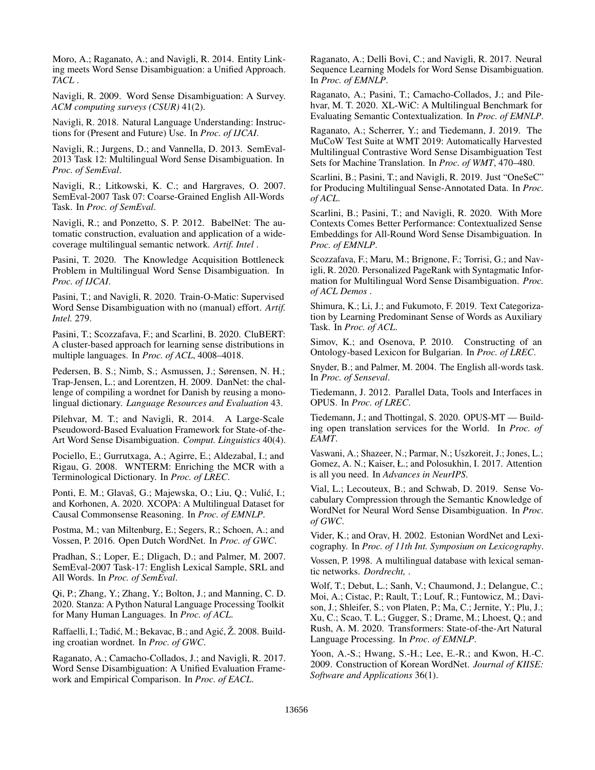Moro, A.; Raganato, A.; and Navigli, R. 2014. Entity Linking meets Word Sense Disambiguation: a Unified Approach. *TACL* .

Navigli, R. 2009. Word Sense Disambiguation: A Survey. *ACM computing surveys (CSUR)* 41(2).

Navigli, R. 2018. Natural Language Understanding: Instructions for (Present and Future) Use. In *Proc. of IJCAI*.

Navigli, R.; Jurgens, D.; and Vannella, D. 2013. SemEval-2013 Task 12: Multilingual Word Sense Disambiguation. In *Proc. of SemEval*.

Navigli, R.; Litkowski, K. C.; and Hargraves, O. 2007. SemEval-2007 Task 07: Coarse-Grained English All-Words Task. In *Proc. of SemEval*.

Navigli, R.; and Ponzetto, S. P. 2012. BabelNet: The automatic construction, evaluation and application of a wide-coverage multilingual semantic network. *Artif. Intel* .

Pasini, T. 2020. The Knowledge Acquisition Bottleneck Problem in Multilingual Word Sense Disambiguation. In *Proc. of IJCAI*.

Pasini, T.; and Navigli, R. 2020. Train-O-Matic: Supervised Word Sense Disambiguation with no (manual) effort. *Artif. Intel.* 279.

Pasini, T.; Scozzafava, F.; and Scarlini, B. 2020. CluBERT: A cluster-based approach for learning sense distributions in multiple languages. In *Proc. of ACL*, 4008–4018.

Pedersen, B. S.; Nimb, S.; Asmussen, J.; Sørensen, N. H.; Trap-Jensen, L.; and Lorentzen, H. 2009. DanNet: the challenge of compiling a wordnet for Danish by reusing a monolingual dictionary. *Language Resources and Evaluation* 43.

Pilehvar, M. T.; and Navigli, R. 2014. A Large-Scale Pseudoword-Based Evaluation Framework for State-of-the-Art Word Sense Disambiguation. *Comput. Linguistics* 40(4).

Pociello, E.; Gurrutxaga, A.; Agirre, E.; Aldezabal, I.; and Rigau, G. 2008. WNTERM: Enriching the MCR with a Terminological Dictionary. In *Proc. of LREC*.

Ponti, E. M.; Glavaš, G.; Majewska, O.; Liu, Q.; Vulić, I.; and Korhonen, A. 2020. XCOPA: A Multilingual Dataset for Causal Commonsense Reasoning. In *Proc. of EMNLP*.

Postma, M.; van Miltenburg, E.; Segers, R.; Schoen, A.; and Vossen, P. 2016. Open Dutch WordNet. In *Proc. of GWC*.

Pradhan, S.; Loper, E.; Dligach, D.; and Palmer, M. 2007. SemEval-2007 Task-17: English Lexical Sample, SRL and All Words. In *Proc. of SemEval*.

Qi, P.; Zhang, Y.; Zhang, Y.; Bolton, J.; and Manning, C. D. 2020. Stanza: A Python Natural Language Processing Toolkit for Many Human Languages. In *Proc. of ACL*.

Raffaelli, I.; Tadić, M.; Bekavac, B.; and Agić, Ž. 2008. Building croatian wordnet. In *Proc. of GWC*.

Raganato, A.; Camacho-Collados, J.; and Navigli, R. 2017. Word Sense Disambiguation: A Unified Evaluation Framework and Empirical Comparison. In *Proc. of EACL*.

Raganato, A.; Delli Bovi, C.; and Navigli, R. 2017. Neural Sequence Learning Models for Word Sense Disambiguation. In *Proc. of EMNLP*.

Raganato, A.; Pasini, T.; Camacho-Collados, J.; and Pilehvar, M. T. 2020. XL-WiC: A Multilingual Benchmark for Evaluating Semantic Contextualization. In *Proc. of EMNLP*.

Raganato, A.; Scherrer, Y.; and Tiedemann, J. 2019. The MuCoW Test Suite at WMT 2019: Automatically Harvested Multilingual Contrastive Word Sense Disambiguation Test Sets for Machine Translation. In *Proc. of WMT*, 470–480.

Scarlini, B.; Pasini, T.; and Navigli, R. 2019. Just "OneSeC" for Producing Multilingual Sense-Annotated Data. In *Proc. of ACL*.

Scarlini, B.; Pasini, T.; and Navigli, R. 2020. With More Contexts Comes Better Performance: Contextualized Sense Embeddings for All-Round Word Sense Disambiguation. In *Proc. of EMNLP*.

Scozzafava, F.; Maru, M.; Brignone, F.; Torrisi, G.; and Navigli, R. 2020. Personalized PageRank with Syntagmatic Information for Multilingual Word Sense Disambiguation. *Proc. of ACL Demos* .

Shimura, K.; Li, J.; and Fukumoto, F. 2019. Text Categorization by Learning Predominant Sense of Words as Auxiliary Task. In *Proc. of ACL*.

Simov, K.; and Osenova, P. 2010. Constructing of an Ontology-based Lexicon for Bulgarian. In *Proc. of LREC*.

Snyder, B.; and Palmer, M. 2004. The English all-words task. In *Proc. of Senseval*.

Tiedemann, J. 2012. Parallel Data, Tools and Interfaces in OPUS. In *Proc. of LREC*.

Tiedemann, J.; and Thottingal, S. 2020. OPUS-MT — Building open translation services for the World. In *Proc. of EAMT*.

Vaswani, A.; Shazeer, N.; Parmar, N.; Uszkoreit, J.; Jones, L.; Gomez, A. N.; Kaiser, Ł.; and Polosukhin, I. 2017. Attention is all you need. In *Advances in NeurIPS*.

Vial, L.; Lecouteux, B.; and Schwab, D. 2019. Sense Vocabulary Compression through the Semantic Knowledge of WordNet for Neural Word Sense Disambiguation. In *Proc. of GWC*.

Vider, K.; and Orav, H. 2002. Estonian WordNet and Lexicography. In *Proc. of 11th Int. Symposium on Lexicography*.

Vossen, P. 1998. A multilingual database with lexical semantic networks. *Dordrecht,* .

Wolf, T.; Debut, L.; Sanh, V.; Chaumond, J.; Delangue, C.; Moi, A.; Cistac, P.; Rault, T.; Louf, R.; Funtowicz, M.; Davison, J.; Shleifer, S.; von Platen, P.; Ma, C.; Jernite, Y.; Plu, J.; Xu, C.; Scao, T. L.; Gugger, S.; Drame, M.; Lhoest, Q.; and Rush, A. M. 2020. Transformers: State-of-the-Art Natural Language Processing. In *Proc. of EMNLP*.

Yoon, A.-S.; Hwang, S.-H.; Lee, E.-R.; and Kwon, H.-C. 2009. Construction of Korean WordNet. *Journal of KIISE: Software and Applications* 36(1).